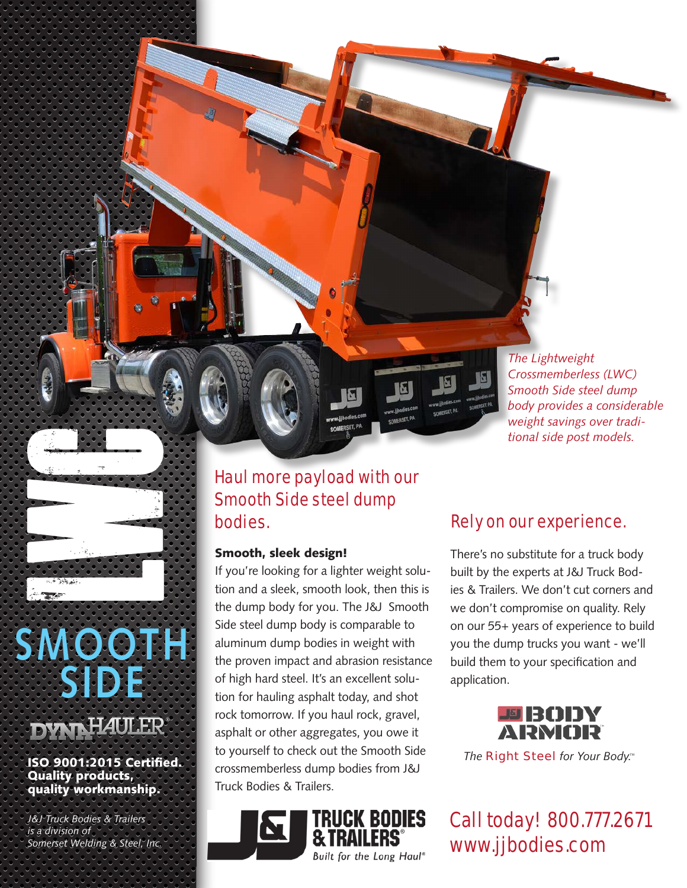# LWC

# SMOOTH SIDE

DYNAHAULER®

**ISO 9001:2015 Certified. Quality products, quality workmanship.**

*J&J Truck Bodies & Trailers is a division of Somerset Welding & Steel, Inc.*

*The Lightweight Crossmemberless (LWC) Smooth Side steel dump body provides a considerable weight savings over traditional side post models.*

## Haul more payload with our Smooth Side steel dump bodies.

**Smooth, sleek design!**

If you're looking for a lighter weight solution and a sleek, smooth look, then this is the dump body for you. The J&J Smooth Side steel dump body is comparable to aluminum dump bodies in weight with the proven impact and abrasion resistance of high hard steel. It's an excellent solution for hauling asphalt today, and shot rock tomorrow. If you haul rock, gravel, asphalt or other aggregates, you owe it to yourself to check out the Smooth Side crossmemberless dump bodies from J&J Truck Bodies & Trailers.

J&J TRUCK BODIES & TRAILERS®
*Built for the Long Haul®*

## Rely on our experience.

There's no substitute for a truck body built by the experts at J&J Truck Bodies & Trailers. We don't cut corners and we don't compromise on quality. Rely on our 55+ years of experience to build you the dump trucks you want - we'll build them to your specification and application.

J&J BODY ARMOR™
*The Right Steel for Your Body.™*

## Call today! 800.777.2671
## www.jjbodies.com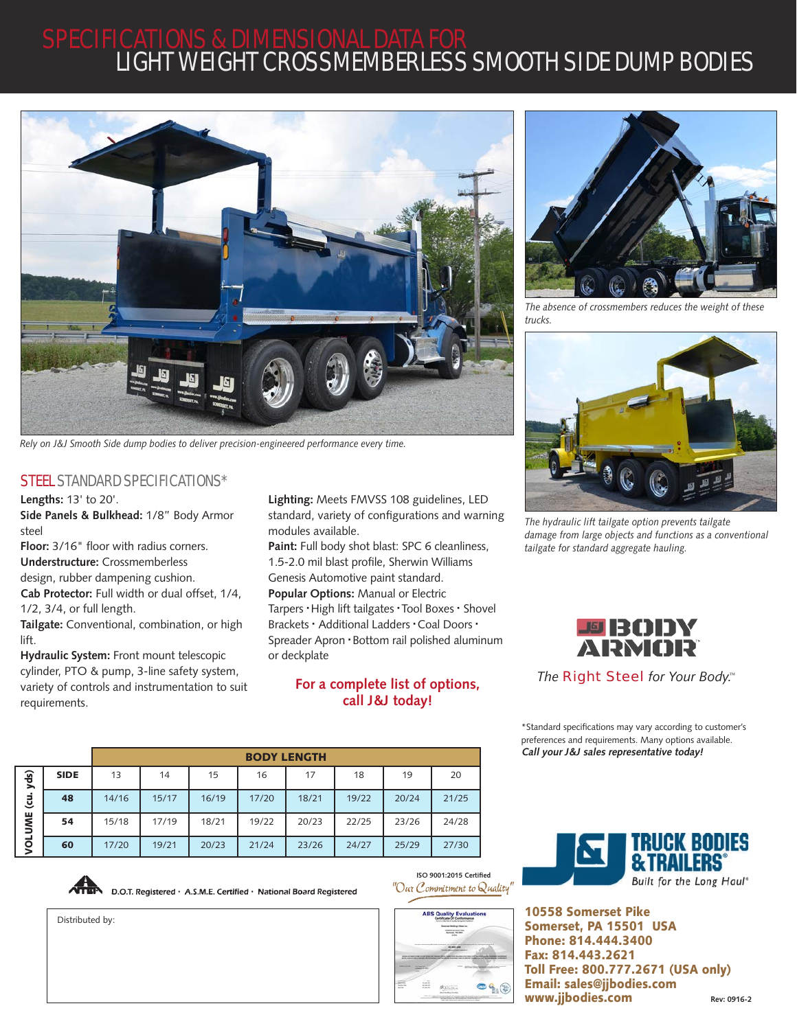# SPECIFICATIONS & DIMENSIONAL DATA FOR LIGHT WEIGHT CROSSMEMBERLESS SMOOTH SIDE DUMP BODIES

*Rely on J&J Smooth Side dump bodies to deliver precision-engineered performance every time.*

*The absence of crossmembers reduces the weight of these trucks.*

*The hydraulic lift tailgate option prevents tailgate damage from large objects and functions as a conventional tailgate for standard aggregate hauling.*

## STEEL STANDARD SPECIFICATIONS*

**Lengths:** 13' to 20'.
**Side Panels & Bulkhead:** 1/8" Body Armor steel
**Floor:** 3/16" floor with radius corners.
**Understructure:** Crossmemberless design, rubber dampening cushion.
**Cab Protector:** Full width or dual offset, 1/4, 1/2, 3/4, or full length.
**Tailgate:** Conventional, combination, or high lift.
**Hydraulic System:** Front mount telescopic cylinder, PTO & pump, 3-line safety system, variety of controls and instrumentation to suit requirements.
**Lighting:** Meets FMVSS 108 guidelines, LED standard, variety of configurations and warning modules available.
**Paint:** Full body shot blast: SPC 6 cleanliness, 1.5-2.0 mil blast profile, Sherwin Williams Genesis Automotive paint standard.
**Popular Options:** Manual or Electric Tarpers • High lift tailgates • Tool Boxes • Shovel Brackets • Additional Ladders • Coal Doors • Spreader Apron • Bottom rail polished aluminum or deckplate

**For a complete list of options, call J&J today!**

BODY ARMOR
The Right Steel for Your Body.™

*Standard specifications may vary according to customer's preferences and requirements. Many options available.
***Call your J&J sales representative today!***

| | | BODY LENGTH | | | | | | | |
|---|---|---|---|---|---|---|---|---|---|
| | SIDE | 13 | 14 | 15 | 16 | 17 | 18 | 19 | 20 |
| VOLUME (cu. yds) | 48 | 14/16 | 15/17 | 16/19 | 17/20 | 18/21 | 19/22 | 20/24 | 21/25 |
| | 54 | 15/18 | 17/19 | 18/21 | 19/22 | 20/23 | 22/25 | 23/26 | 24/28 |
| | 60 | 17/20 | 19/21 | 20/23 | 21/24 | 23/26 | 24/27 | 25/29 | 27/30 |

D.O.T. Registered • A.S.M.E. Certified • National Board Registered

ISO 9001:2015 Certified
"Our Commitment to Quality"

Distributed by:

J&J TRUCK BODIES & TRAILERS®
Built for the Long Haul®

**10558 Somerset Pike**
**Somerset, PA 15501 USA**
**Phone: 814.444.3400**
**Fax: 814.443.2621**
**Toll Free: 800.777.2671 (USA only)**
**Email: sales@jjbodies.com**
**www.jjbodies.com**

Rev: 0916-2